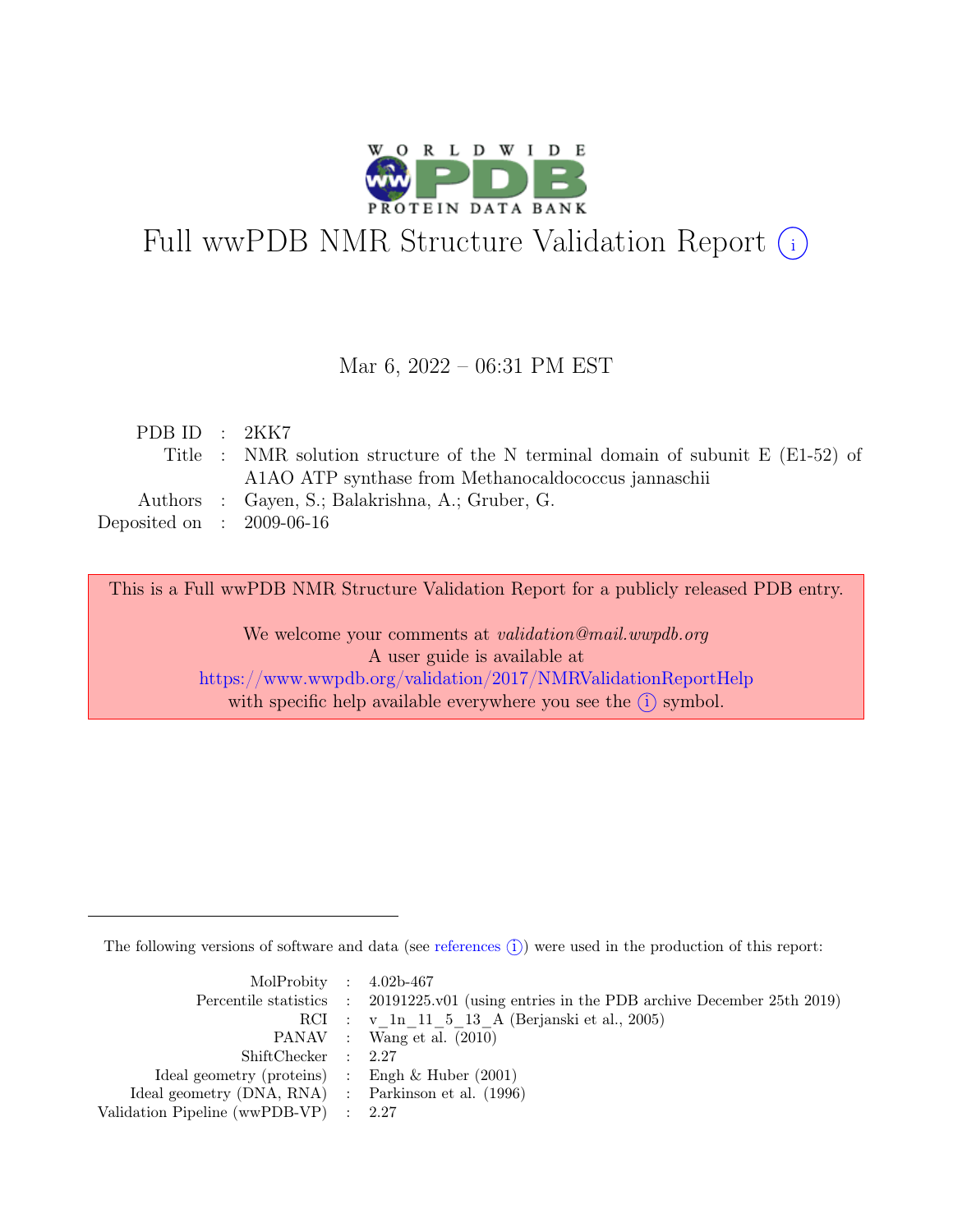# Full wwPDB NMR Structure Validation Report (i)

Mar 6, 2022 – 06:31 PM EST

| | | |
|---|---|---|
| PDB ID | : | 2KK7 |
| Title | : | NMR solution structure of the N terminal domain of subunit E (E1-52) of A1AO ATP synthase from Methanocaldococcus jannaschii |
| Authors | : | Gayen, S.; Balakrishna, A.; Gruber, G. |
| Deposited on | : | 2009-06-16 |

This is a Full wwPDB NMR Structure Validation Report for a publicly released PDB entry.

We welcome your comments at *validation@mail.wwpdb.org*
A user guide is available at
https://www.wwpdb.org/validation/2017/NMRValidationReportHelp
with specific help available everywhere you see the (i) symbol.

The following versions of software and data (see references (i)) were used in the production of this report:

| | | |
|---|---|---|
| MolProbity | : | 4.02b-467 |
| Percentile statistics | : | 20191225.v01 (using entries in the PDB archive December 25th 2019) |
| RCI | : | v_1n_11_5_13_A (Berjanski et al., 2005) |
| PANAV | : | Wang et al. (2010) |
| ShiftChecker | : | 2.27 |
| Ideal geometry (proteins) | : | Engh & Huber (2001) |
| Ideal geometry (DNA, RNA) | : | Parkinson et al. (1996) |
| Validation Pipeline (wwPDB-VP) | : | 2.27 |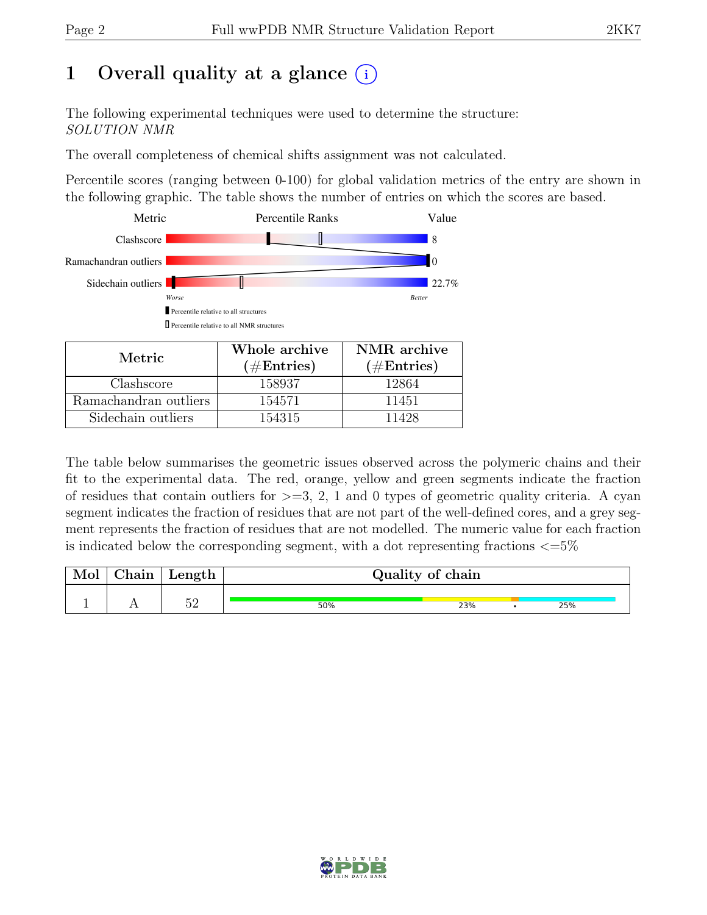# 1 Overall quality at a glance (i)

The following experimental techniques were used to determine the structure:
*SOLUTION NMR*

The overall completeness of chemical shifts assignment was not calculated.

Percentile scores (ranging between 0-100) for global validation metrics of the entry are shown in the following graphic. The table shows the number of entries on which the scores are based.

| Metric | Value |
|---|---|
| Clashscore | 8 |
| Ramachandran outliers | 0 |
| Sidechain outliers | 22.7% |

| Metric | Whole archive (#Entries) | NMR archive (#Entries) |
|---|---|---|
| Clashscore | 158937 | 12864 |
| Ramachandran outliers | 154571 | 11451 |
| Sidechain outliers | 154315 | 11428 |

The table below summarises the geometric issues observed across the polymeric chains and their fit to the experimental data. The red, orange, yellow and green segments indicate the fraction of residues that contain outliers for >=3, 2, 1 and 0 types of geometric quality criteria. A cyan segment indicates the fraction of residues that are not part of the well-defined cores, and a grey segment represents the fraction of residues that are not modelled. The numeric value for each fraction is indicated below the corresponding segment, with a dot representing fractions <=5%

| Mol | Chain | Length | Quality of chain |
|---|---|---|---|
| 1 | A | 52 | 50% 23% • 25% |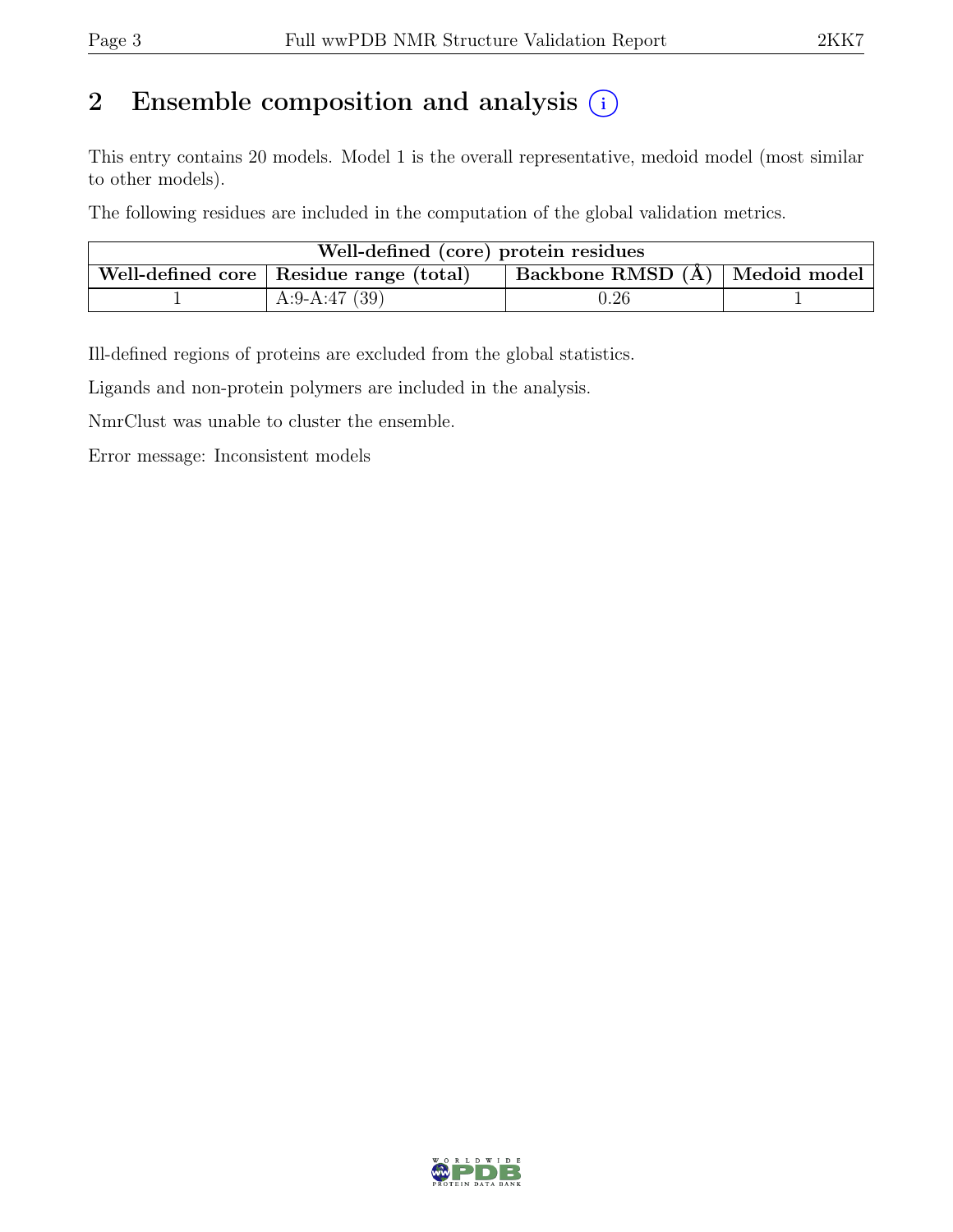# 2 Ensemble composition and analysis (i)

This entry contains 20 models. Model 1 is the overall representative, medoid model (most similar to other models).

The following residues are included in the computation of the global validation metrics.

| Well-defined (core) protein residues | | | |
|---|---|---|---|
| Well-defined core | Residue range (total) | Backbone RMSD (Å) | Medoid model |
| 1 | A:9-A:47 (39) | 0.26 | 1 |

Ill-defined regions of proteins are excluded from the global statistics.

Ligands and non-protein polymers are included in the analysis.

NmrClust was unable to cluster the ensemble.

Error message: Inconsistent models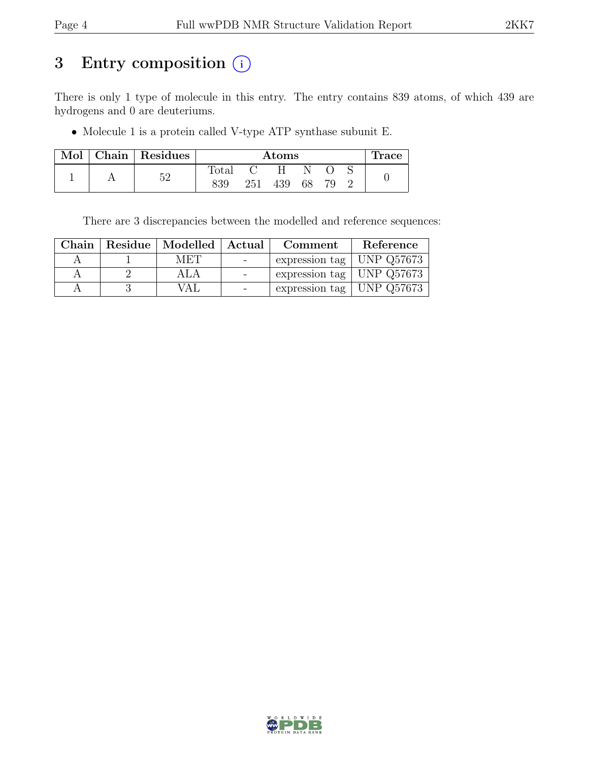# 3 Entry composition (i)

There is only 1 type of molecule in this entry. The entry contains 839 atoms, of which 439 are hydrogens and 0 are deuteriums.

- Molecule 1 is a protein called V-type ATP synthase subunit E.

| Mol | Chain | Residues | Atoms | | | | | | Trace |
|---|---|---|---|---|---|---|---|---|---|
| | | | Total | C | H | N | O | S | |
| 1 | A | 52 | 839 | 251 | 439 | 68 | 79 | 2 | 0 |

There are 3 discrepancies between the modelled and reference sequences:

| Chain | Residue | Modelled | Actual | Comment | Reference |
|---|---|---|---|---|---|
| A | 1 | MET | - | expression tag | UNP Q57673 |
| A | 2 | ALA | - | expression tag | UNP Q57673 |
| A | 3 | VAL | - | expression tag | UNP Q57673 |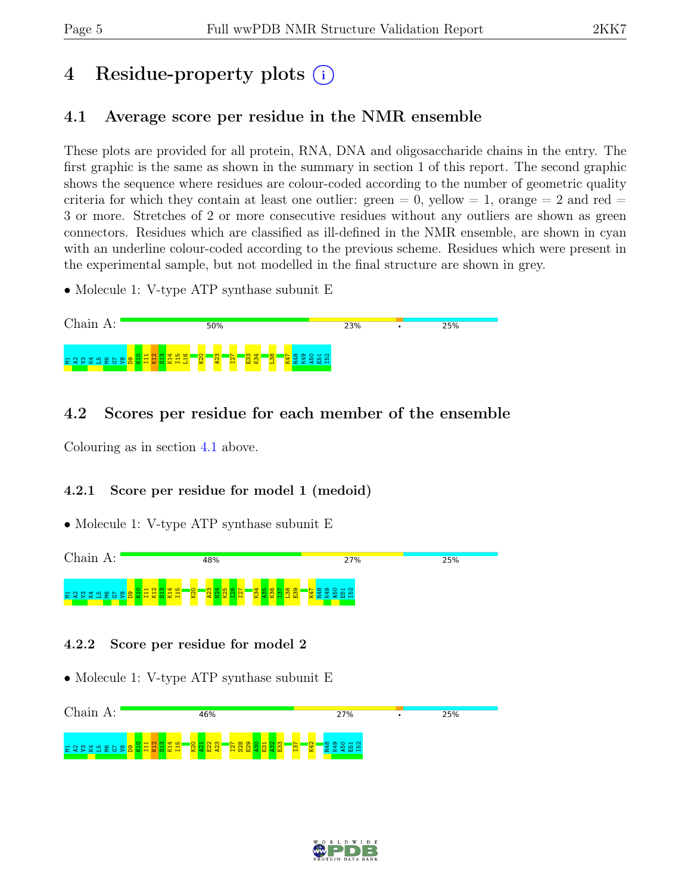# 4 Residue-property plots

## 4.1 Average score per residue in the NMR ensemble

These plots are provided for all protein, RNA, DNA and oligosaccharide chains in the entry. The first graphic is the same as shown in the summary in section 1 of this report. The second graphic shows the sequence where residues are colour-coded according to the number of geometric quality criteria for which they contain at least one outlier: green = 0, yellow = 1, orange = 2 and red = 3 or more. Stretches of 2 or more consecutive residues without any outliers are shown as green connectors. Residues which are classified as ill-defined in the NMR ensemble, are shown in cyan with an underline colour-coded according to the previous scheme. Residues which were present in the experimental sample, but not modelled in the final structure are shown in grey.

- Molecule 1: V-type ATP synthase subunit E

Chain A: 50% 23% • 25%

M1 A2 V3 K4 L5 M6 G7 V8 D9 K10 I11 K12 S13 K14 I15 L16 K20 A23 I27 E33 K34 L38 K47 R48 K49 A50 E51 I52

## 4.2 Scores per residue for each member of the ensemble

Colouring as in section 4.1 above.

### 4.2.1 Score per residue for model 1 (medoid)

- Molecule 1: V-type ATP synthase subunit E

Chain A: 48% 27% 25%

M1 A2 V3 K4 L5 M6 G7 V8 D9 K10 I11 K12 S13 K14 I15 K20 A23 N24 K25 I26 I27 K34 A35 K36 I37 L38 E39 K47 R48 K49 A50 E51 I52

### 4.2.2 Score per residue for model 2

- Molecule 1: V-type ATP synthase subunit E

Chain A: 46% 27% • 25%

M1 A2 V3 K4 L5 M6 G7 V8 D9 K10 I11 K12 S13 K14 I15 K20 A21 E22 A23 I27 S28 E29 A30 E31 A32 E33 I37 K42 R48 K49 A50 E51 I52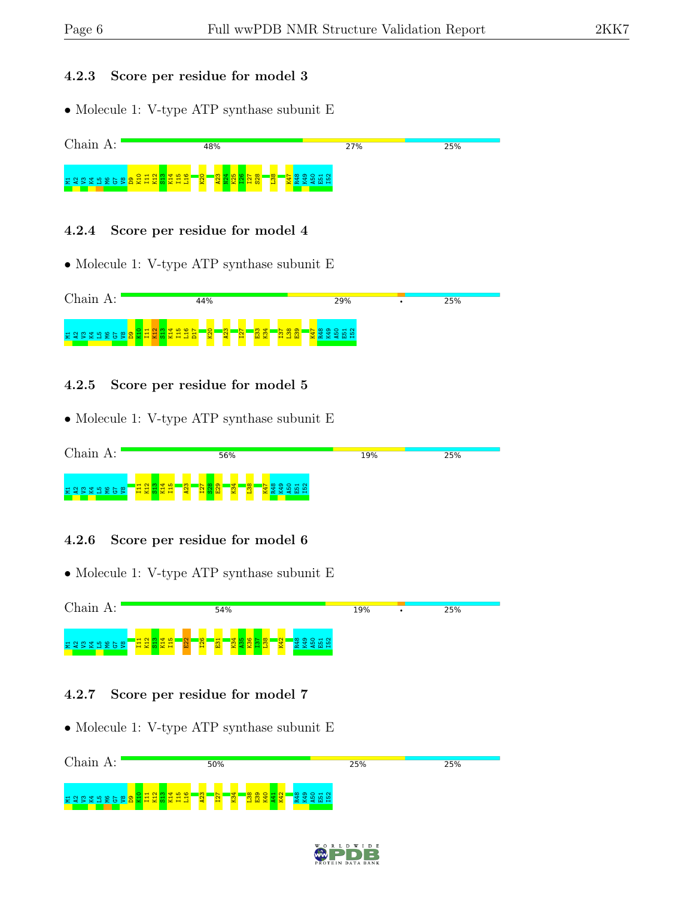### 4.2.3 Score per residue for model 3

- Molecule 1: V-type ATP synthase subunit E

Chain A: 48% 27% 25%

M1 A2 V3 K4 L5 M6 G7 V8 D9 K10 I11 K12 S13 K14 I15 L16 K20 A23 M24 K25 I26 I27 S28 L38 K47 R48 K49 A50 E51 I52

### 4.2.4 Score per residue for model 4

- Molecule 1: V-type ATP synthase subunit E

Chain A: 44% 29% • 25%

M1 A2 V3 K4 L5 M6 G7 V8 D9 K10 I11 K12 S13 K14 I15 L16 D17 K20 A23 I27 E33 K34 I37 L38 E39 K47 R48 K49 A50 E51 I52

### 4.2.5 Score per residue for model 5

- Molecule 1: V-type ATP synthase subunit E

Chain A: 56% 19% 25%

M1 A2 V3 K4 L5 M6 G7 V8 I11 K12 S13 K14 I15 A23 I27 S28 E29 K34 L38 K47 R48 K49 A50 E51 I52

### 4.2.6 Score per residue for model 6

- Molecule 1: V-type ATP synthase subunit E

Chain A: 54% 19% • 25%

M1 A2 V3 K4 L5 M6 G7 V8 I11 K12 S13 K14 I15 E22 I26 E31 K34 A35 K36 I37 L38 K42 R48 K49 A50 E51 I52

### 4.2.7 Score per residue for model 7

- Molecule 1: V-type ATP synthase subunit E

Chain A: 50% 25% 25%

M1 A2 V3 K4 L5 M6 G7 V8 D9 K10 I11 K12 S13 K14 I15 L16 A23 I27 K34 L38 E39 K40 A41 K42 R48 K49 A50 E51 I52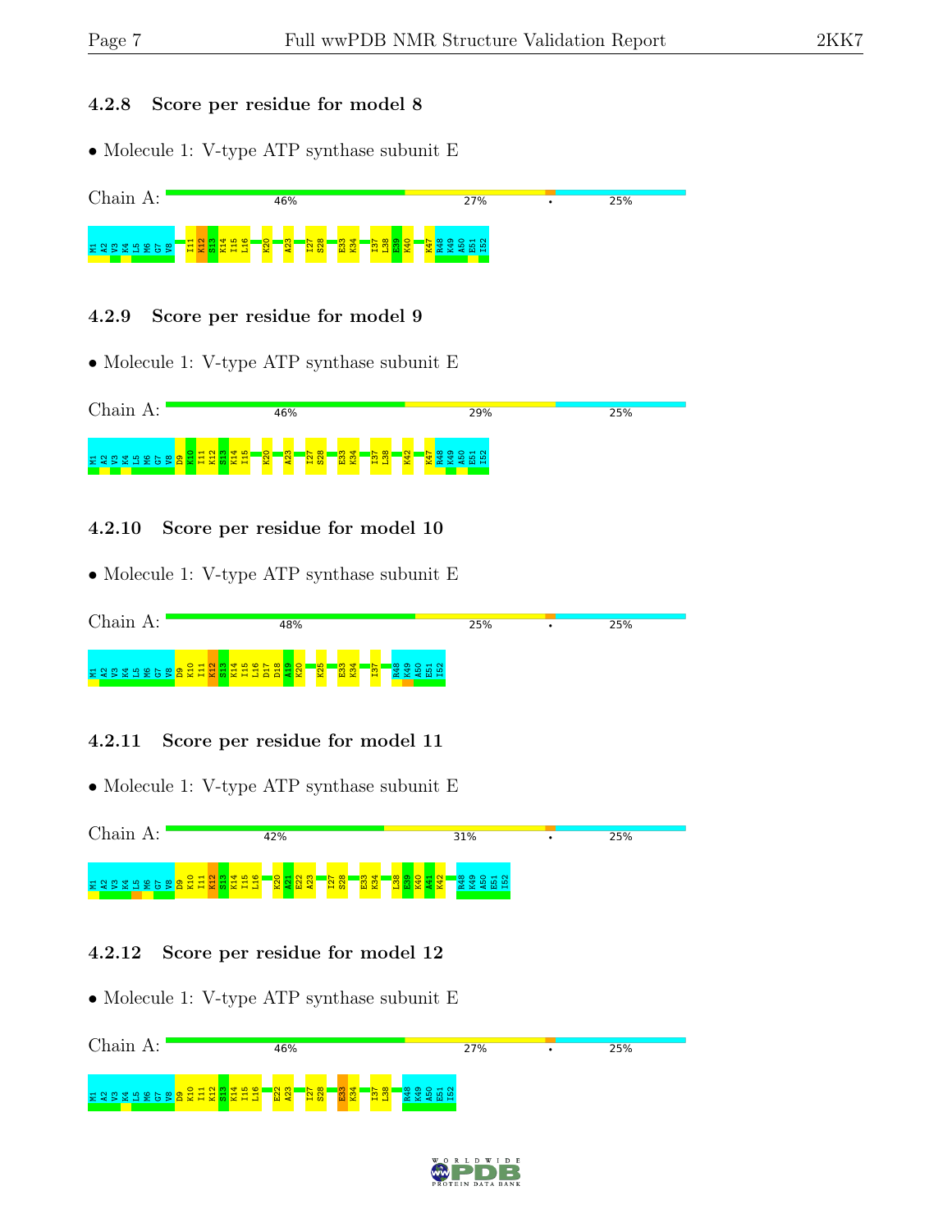### 4.2.8 Score per residue for model 8

- Molecule 1: V-type ATP synthase subunit E

Chain A: 46% 27% • 25%

M1 A2 V3 K4 L5 M6 G7 V8 I11 K12 S13 K14 I15 L16 K20 A23 I27 S28 E33 K34 I37 L38 E39 K40 K47 R48 K49 A50 E51 I52

### 4.2.9 Score per residue for model 9

- Molecule 1: V-type ATP synthase subunit E

Chain A: 46% 29% 25%

M1 A2 V3 K4 L5 M6 G7 V8 D9 K10 I11 K12 S13 K14 I15 K20 A23 I27 S28 E33 K34 I37 L38 K42 K47 R48 K49 A50 E51 I52

### 4.2.10 Score per residue for model 10

- Molecule 1: V-type ATP synthase subunit E

Chain A: 48% 25% • 25%

M1 A2 V3 K4 L5 M6 G7 V8 D9 K10 I11 K12 S13 K14 I15 L16 D17 D18 A19 K20 K25 E33 K34 I37 R48 K49 A50 E51 I52

### 4.2.11 Score per residue for model 11

- Molecule 1: V-type ATP synthase subunit E

Chain A: 42% 31% • 25%

M1 A2 V3 K4 L5 M6 G7 V8 D9 K10 I11 K12 S13 K14 I15 L16 K20 A21 E22 A23 I27 S28 E33 K34 L38 E39 K40 A41 K42 R48 K49 A50 E51 I52

### 4.2.12 Score per residue for model 12

- Molecule 1: V-type ATP synthase subunit E

Chain A: 46% 27% • 25%

M1 A2 V3 K4 L5 M6 G7 V8 D9 K10 I11 K12 S13 K14 I15 L16 E22 A23 I27 S28 E33 K34 I37 L38 R48 K49 A50 E51 I52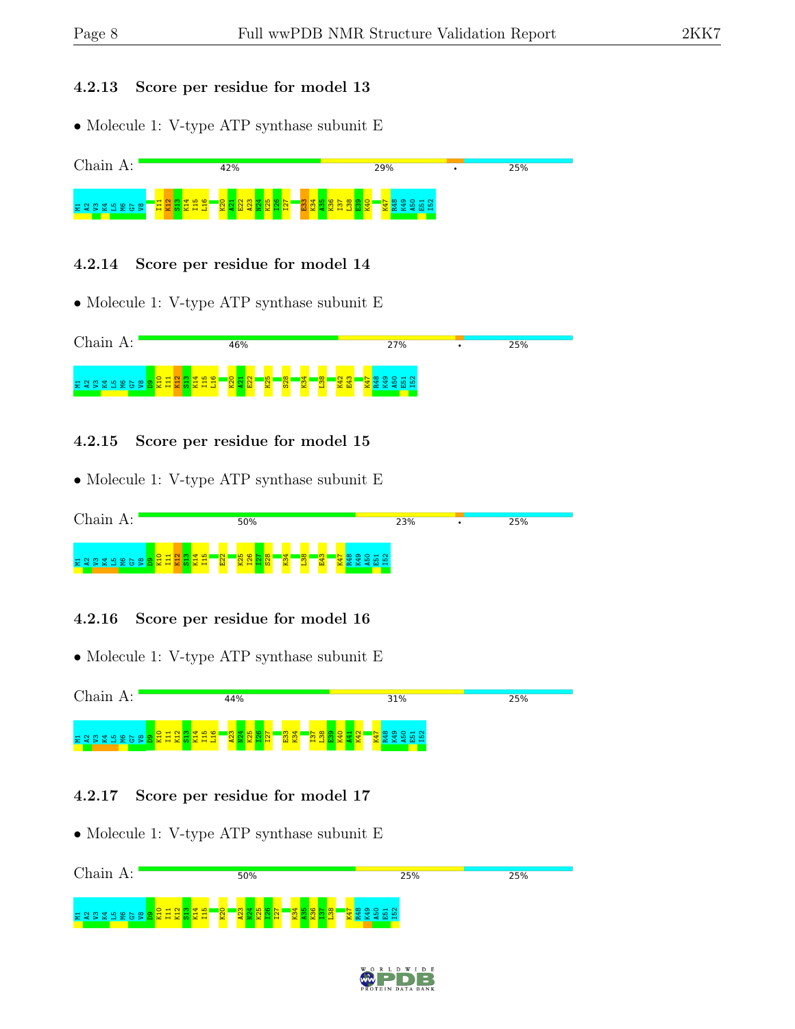### 4.2.13 Score per residue for model 13

- Molecule 1: V-type ATP synthase subunit E

Chain A: 42% 29% • 25%

M1 A2 V3 K4 L5 M6 G7 V8 I11 K12 S13 K14 I15 L16 K20 A21 E22 A23 N24 K25 I26 I27 E33 K34 A35 K36 I37 L38 E39 K40 K47 R48 K49 A50 E51 I52

### 4.2.14 Score per residue for model 14

- Molecule 1: V-type ATP synthase subunit E

Chain A: 46% 27% • 25%

M1 A2 V3 K4 L5 M6 G7 V8 D9 K10 I11 K12 S13 K14 I15 L16 K20 A21 E22 K25 S28 K34 L38 K42 E43 K47 R48 K49 A50 E51 I52

### 4.2.15 Score per residue for model 15

- Molecule 1: V-type ATP synthase subunit E

Chain A: 50% 23% • 25%

M1 A2 V3 K4 L5 M6 G7 V8 D9 K10 I11 K12 S13 K14 I15 E22 K25 I26 I27 S28 K34 L38 E43 K47 R48 K49 A50 E51 I52

### 4.2.16 Score per residue for model 16

- Molecule 1: V-type ATP synthase subunit E

Chain A: 44% 31% 25%

M1 A2 V3 K4 L5 M6 G7 V8 D9 K10 I11 K12 S13 K14 I15 L16 A23 N24 K25 I26 I27 E33 K34 I37 L38 E39 K40 A41 K42 K47 R48 K49 A50 E51 I52

### 4.2.17 Score per residue for model 17

- Molecule 1: V-type ATP synthase subunit E

Chain A: 50% 25% 25%

M1 A2 V3 K4 L5 M6 G7 V8 D9 K10 I11 K12 S13 K14 I15 K20 A23 N24 K25 I26 I27 K34 A35 K36 I37 L38 K47 R48 K49 A50 E51 I52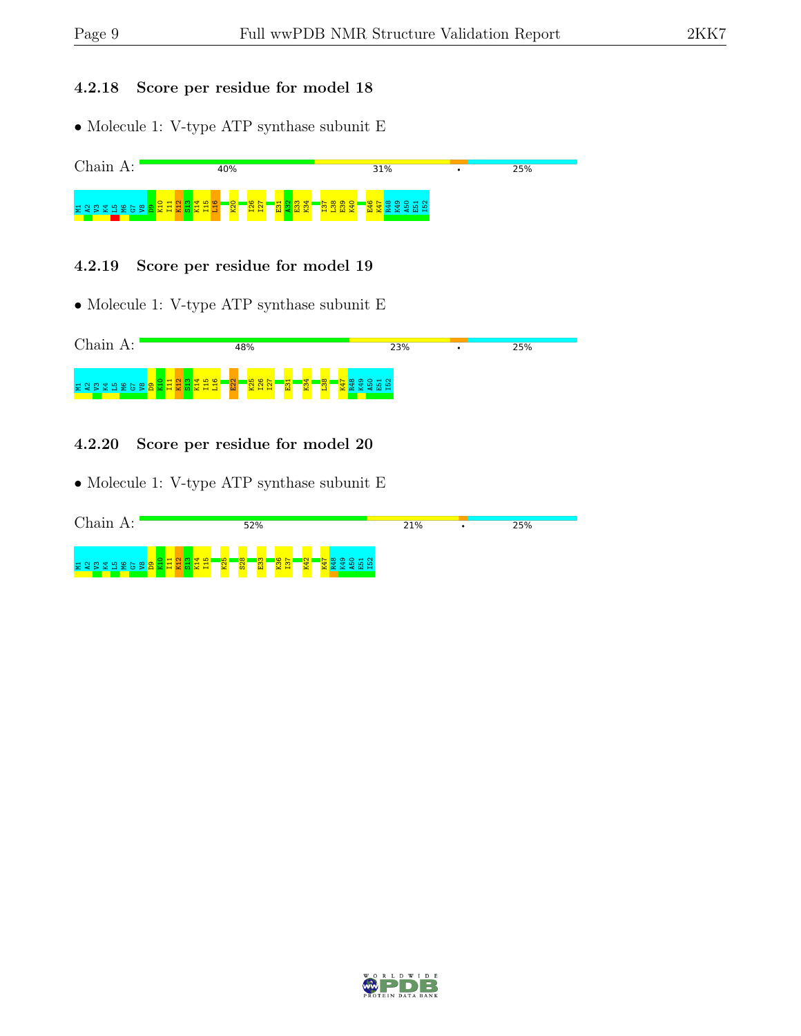### 4.2.18 Score per residue for model 18

- Molecule 1: V-type ATP synthase subunit E

Chain A: 40% 31% • 25%

M1 A2 V3 K4 L5 M6 G7 V8 D9 K10 I11 K12 S13 K14 I15 L16 K20 I26 I27 E31 A32 E33 K34 I37 L38 E39 K40 E46 K47 R48 K49 A50 E51 I52

### 4.2.19 Score per residue for model 19

- Molecule 1: V-type ATP synthase subunit E

Chain A: 48% 23% • 25%

M1 A2 V3 K4 L5 M6 G7 V8 D9 K10 I11 K12 S13 K14 I15 L16 E22 K25 I26 I27 E31 K34 L38 K47 R48 K49 A50 E51 I52

### 4.2.20 Score per residue for model 20

- Molecule 1: V-type ATP synthase subunit E

Chain A: 52% 21% • 25%

M1 A2 V3 K4 L5 M6 G7 V8 D9 K10 I11 K12 S13 K14 I15 K25 S28 E33 K36 I37 K42 K47 R48 K49 A50 E51 I52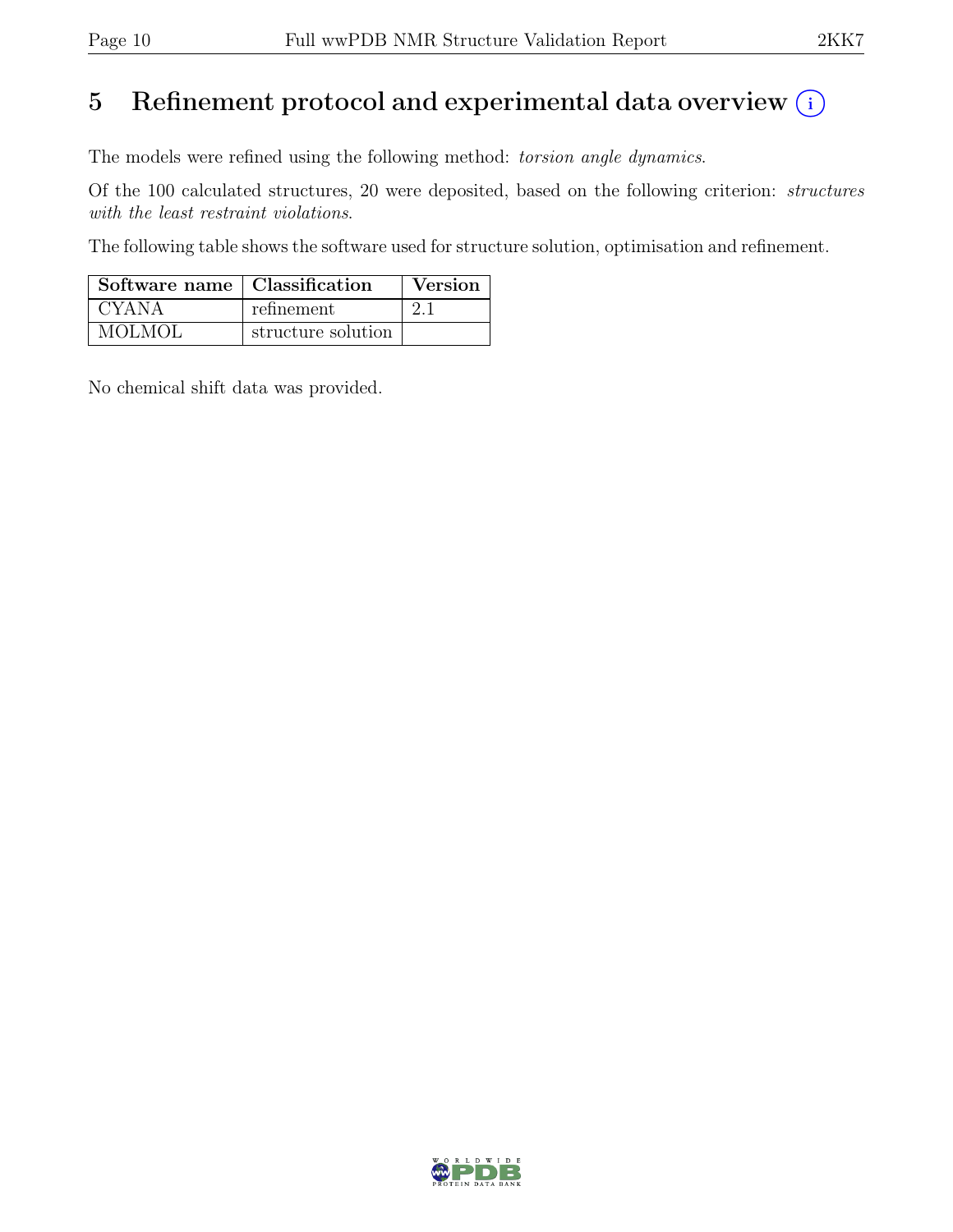# 5 Refinement protocol and experimental data overview

The models were refined using the following method: *torsion angle dynamics*.

Of the 100 calculated structures, 20 were deposited, based on the following criterion: *structures with the least restraint violations*.

The following table shows the software used for structure solution, optimisation and refinement.

| Software name | Classification | Version |
|---|---|---|
| CYANA | refinement | 2.1 |
| MOLMOL | structure solution | |

No chemical shift data was provided.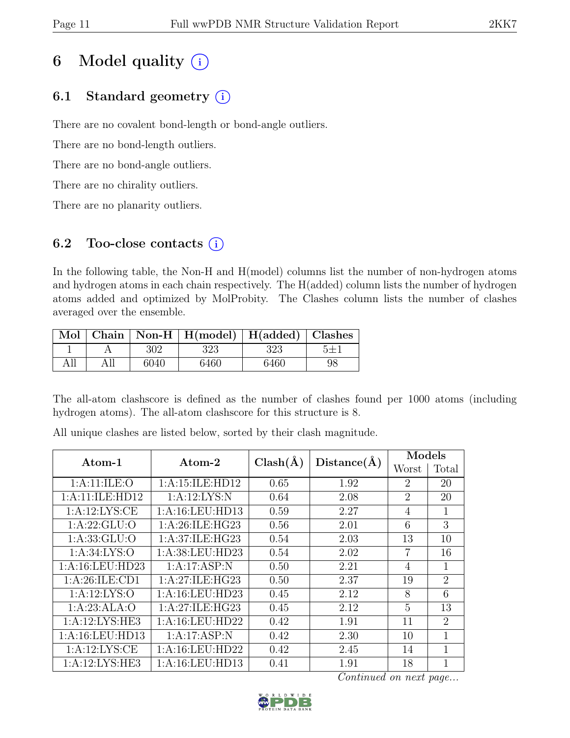# 6 Model quality (i)

## 6.1 Standard geometry (i)

There are no covalent bond-length or bond-angle outliers.

There are no bond-length outliers.

There are no bond-angle outliers.

There are no chirality outliers.

There are no planarity outliers.

## 6.2 Too-close contacts (i)

In the following table, the Non-H and H(model) columns list the number of non-hydrogen atoms and hydrogen atoms in each chain respectively. The H(added) column lists the number of hydrogen atoms added and optimized by MolProbity. The Clashes column lists the number of clashes averaged over the ensemble.

| Mol | Chain | Non-H | H(model) | H(added) | Clashes |
|---|---|---|---|---|---|
| 1 | A | 302 | 323 | 323 | 5±1 |
| All | All | 6040 | 6460 | 6460 | 98 |

The all-atom clashscore is defined as the number of clashes found per 1000 atoms (including hydrogen atoms). The all-atom clashscore for this structure is 8.

All unique clashes are listed below, sorted by their clash magnitude.

| Atom-1 | Atom-2 | Clash(Å) | Distance(Å) | Models | |
|---|---|---|---|---|---|
| | | | | Worst | Total |
| 1:A:11:ILE:O | 1:A:15:ILE:HD12 | 0.65 | 1.92 | 2 | 20 |
| 1:A:11:ILE:HD12 | 1:A:12:LYS:N | 0.64 | 2.08 | 2 | 20 |
| 1:A:12:LYS:CE | 1:A:16:LEU:HD13 | 0.59 | 2.27 | 4 | 1 |
| 1:A:22:GLU:O | 1:A:26:ILE:HG23 | 0.56 | 2.01 | 6 | 3 |
| 1:A:33:GLU:O | 1:A:37:ILE:HG23 | 0.54 | 2.03 | 13 | 10 |
| 1:A:34:LYS:O | 1:A:38:LEU:HD23 | 0.54 | 2.02 | 7 | 16 |
| 1:A:16:LEU:HD23 | 1:A:17:ASP:N | 0.50 | 2.21 | 4 | 1 |
| 1:A:26:ILE:CD1 | 1:A:27:ILE:HG23 | 0.50 | 2.37 | 19 | 2 |
| 1:A:12:LYS:O | 1:A:16:LEU:HD23 | 0.45 | 2.12 | 8 | 6 |
| 1:A:23:ALA:O | 1:A:27:ILE:HG23 | 0.45 | 2.12 | 5 | 13 |
| 1:A:12:LYS:HE3 | 1:A:16:LEU:HD22 | 0.42 | 1.91 | 11 | 2 |
| 1:A:16:LEU:HD13 | 1:A:17:ASP:N | 0.42 | 2.30 | 10 | 1 |
| 1:A:12:LYS:CE | 1:A:16:LEU:HD22 | 0.42 | 2.45 | 14 | 1 |
| 1:A:12:LYS:HE3 | 1:A:16:LEU:HD13 | 0.41 | 1.91 | 18 | 1 |

*Continued on next page...*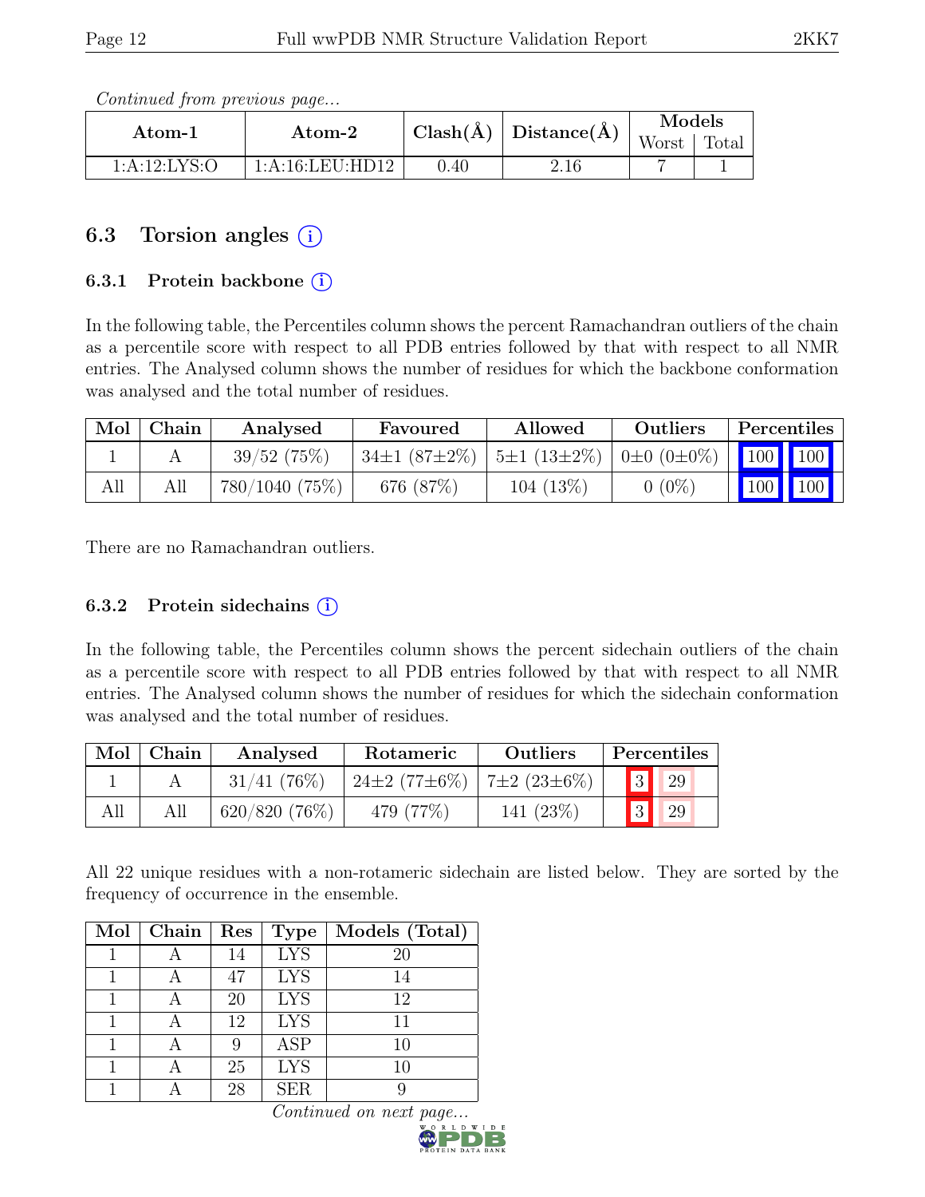*Continued from previous page...*

| Atom-1 | Atom-2 | Clash(Å) | Distance(Å) | Models | |
|---|---|---|---|---|---|
| | | | | Worst | Total |
| 1:A:12:LYS:O | 1:A:16:LEU:HD12 | 0.40 | 2.16 | 7 | 1 |

## 6.3 Torsion angles (i)

### 6.3.1 Protein backbone (i)

In the following table, the Percentiles column shows the percent Ramachandran outliers of the chain as a percentile score with respect to all PDB entries followed by that with respect to all NMR entries. The Analysed column shows the number of residues for which the backbone conformation was analysed and the total number of residues.

| Mol | Chain | Analysed | Favoured | Allowed | Outliers | Percentiles | |
|---|---|---|---|---|---|---|---|
| 1 | A | 39/52 (75%) | 34±1 (87±2%) | 5±1 (13±2%) | 0±0 (0±0%) | 100 | 100 |
| All | All | 780/1040 (75%) | 676 (87%) | 104 (13%) | 0 (0%) | 100 | 100 |

There are no Ramachandran outliers.

### 6.3.2 Protein sidechains (i)

In the following table, the Percentiles column shows the percent sidechain outliers of the chain as a percentile score with respect to all PDB entries followed by that with respect to all NMR entries. The Analysed column shows the number of residues for which the sidechain conformation was analysed and the total number of residues.

| Mol | Chain | Analysed | Rotameric | Outliers | Percentiles | |
|---|---|---|---|---|---|---|
| 1 | A | 31/41 (76%) | 24±2 (77±6%) | 7±2 (23±6%) | 3 | 29 |
| All | All | 620/820 (76%) | 479 (77%) | 141 (23%) | 3 | 29 |

All 22 unique residues with a non-rotameric sidechain are listed below. They are sorted by the frequency of occurrence in the ensemble.

| Mol | Chain | Res | Type | Models (Total) |
|---|---|---|---|---|
| 1 | A | 14 | LYS | 20 |
| 1 | A | 47 | LYS | 14 |
| 1 | A | 20 | LYS | 12 |
| 1 | A | 12 | LYS | 11 |
| 1 | A | 9 | ASP | 10 |
| 1 | A | 25 | LYS | 10 |
| 1 | A | 28 | SER | 9 |

*Continued on next page...*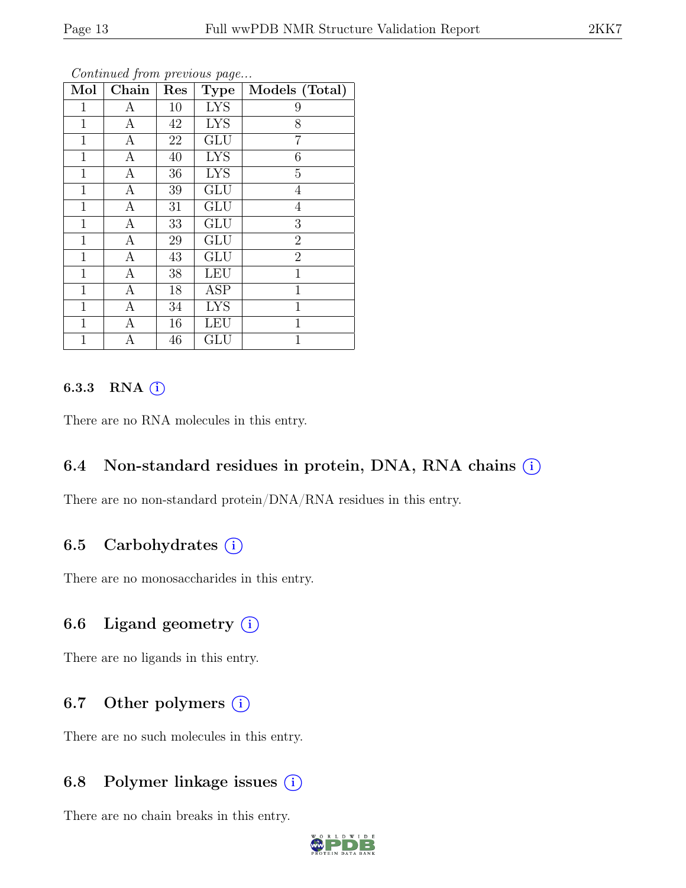*Continued from previous page...*

| Mol | Chain | Res | Type | Models (Total) |
|---|---|---|---|---|
| 1 | A | 10 | LYS | 9 |
| 1 | A | 42 | LYS | 8 |
| 1 | A | 22 | GLU | 7 |
| 1 | A | 40 | LYS | 6 |
| 1 | A | 36 | LYS | 5 |
| 1 | A | 39 | GLU | 4 |
| 1 | A | 31 | GLU | 4 |
| 1 | A | 33 | GLU | 3 |
| 1 | A | 29 | GLU | 2 |
| 1 | A | 43 | GLU | 2 |
| 1 | A | 38 | LEU | 1 |
| 1 | A | 18 | ASP | 1 |
| 1 | A | 34 | LYS | 1 |
| 1 | A | 16 | LEU | 1 |
| 1 | A | 46 | GLU | 1 |

#### 6.3.3 RNA (i)

There are no RNA molecules in this entry.

### 6.4 Non-standard residues in protein, DNA, RNA chains (i)

There are no non-standard protein/DNA/RNA residues in this entry.

### 6.5 Carbohydrates (i)

There are no monosaccharides in this entry.

### 6.6 Ligand geometry (i)

There are no ligands in this entry.

### 6.7 Other polymers (i)

There are no such molecules in this entry.

### 6.8 Polymer linkage issues (i)

There are no chain breaks in this entry.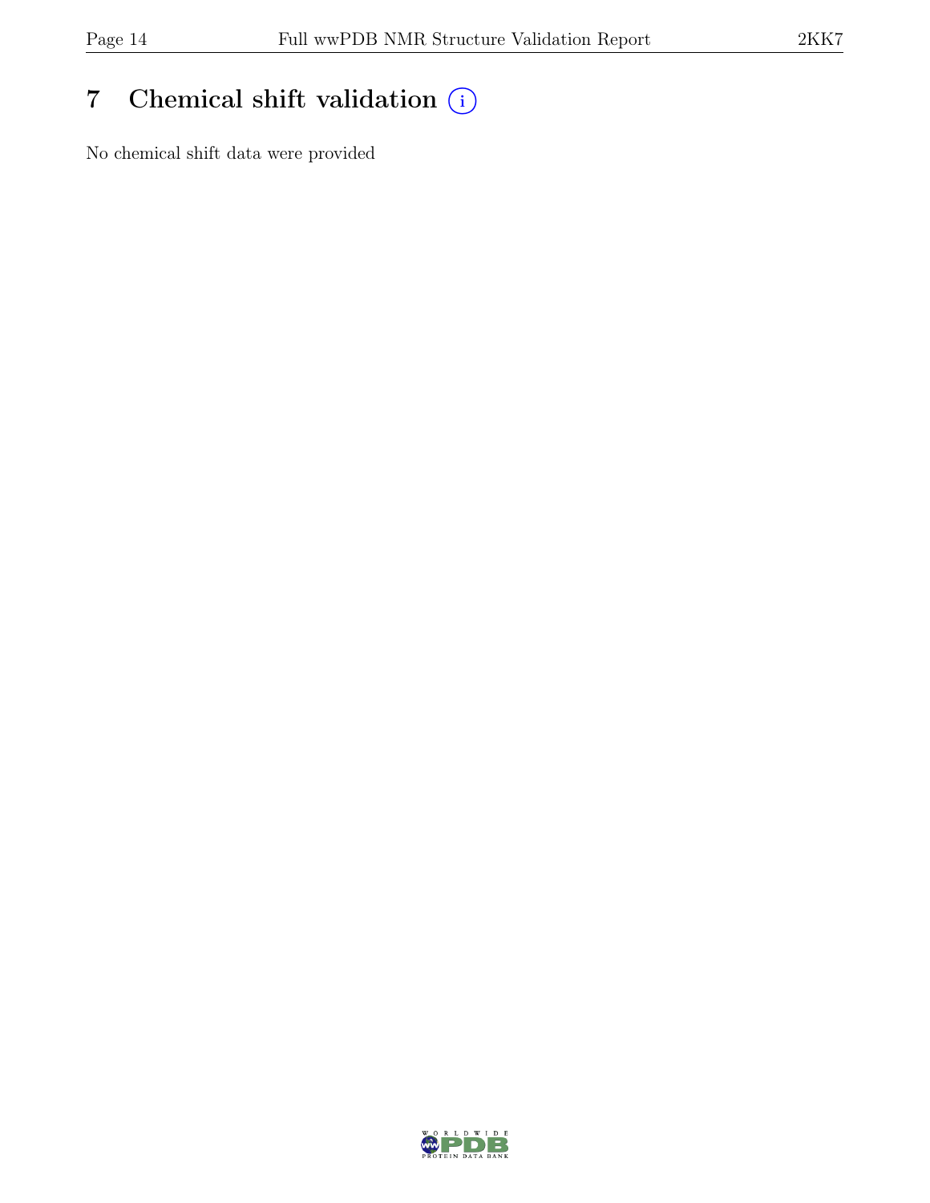# 7 Chemical shift validation (i)

No chemical shift data were provided